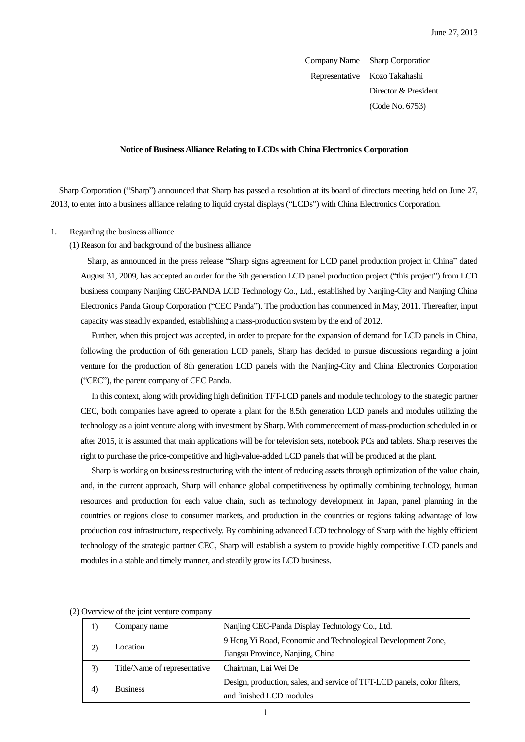June 27, 2013

Company Name Sharp Corporation
Representative Kozo Takahashi
Director & President
(Code No. 6753)

**Notice of Business Alliance Relating to LCDs with China Electronics Corporation**

Sharp Corporation ("Sharp") announced that Sharp has passed a resolution at its board of directors meeting held on June 27, 2013, to enter into a business alliance relating to liquid crystal displays ("LCDs") with China Electronics Corporation.

1. Regarding the business alliance

(1) Reason for and background of the business alliance

Sharp, as announced in the press release "Sharp signs agreement for LCD panel production project in China" dated August 31, 2009, has accepted an order for the 6th generation LCD panel production project ("this project") from LCD business company Nanjing CEC-PANDA LCD Technology Co., Ltd., established by Nanjing-City and Nanjing China Electronics Panda Group Corporation ("CEC Panda"). The production has commenced in May, 2011. Thereafter, input capacity was steadily expanded, establishing a mass-production system by the end of 2012.

Further, when this project was accepted, in order to prepare for the expansion of demand for LCD panels in China, following the production of 6th generation LCD panels, Sharp has decided to pursue discussions regarding a joint venture for the production of 8th generation LCD panels with the Nanjing-City and China Electronics Corporation ("CEC"), the parent company of CEC Panda.

In this context, along with providing high definition TFT-LCD panels and module technology to the strategic partner CEC, both companies have agreed to operate a plant for the 8.5th generation LCD panels and modules utilizing the technology as a joint venture along with investment by Sharp. With commencement of mass-production scheduled in or after 2015, it is assumed that main applications will be for television sets, notebook PCs and tablets. Sharp reserves the right to purchase the price-competitive and high-value-added LCD panels that will be produced at the plant.

Sharp is working on business restructuring with the intent of reducing assets through optimization of the value chain, and, in the current approach, Sharp will enhance global competitiveness by optimally combining technology, human resources and production for each value chain, such as technology development in Japan, panel planning in the countries or regions close to consumer markets, and production in the countries or regions taking advantage of low production cost infrastructure, respectively. By combining advanced LCD technology of Sharp with the highly efficient technology of the strategic partner CEC, Sharp will establish a system to provide highly competitive LCD panels and modules in a stable and timely manner, and steadily grow its LCD business.

(2) Overview of the joint venture company

| | | |
|---|---|---|
| 1) | Company name | Nanjing CEC-Panda Display Technology Co., Ltd. |
| 2) | Location | 9 Heng Yi Road, Economic and Technological Development Zone, Jiangsu Province, Nanjing, China |
| 3) | Title/Name of representative | Chairman, Lai Wei De |
| 4) | Business | Design, production, sales, and service of TFT-LCD panels, color filters, and finished LCD modules |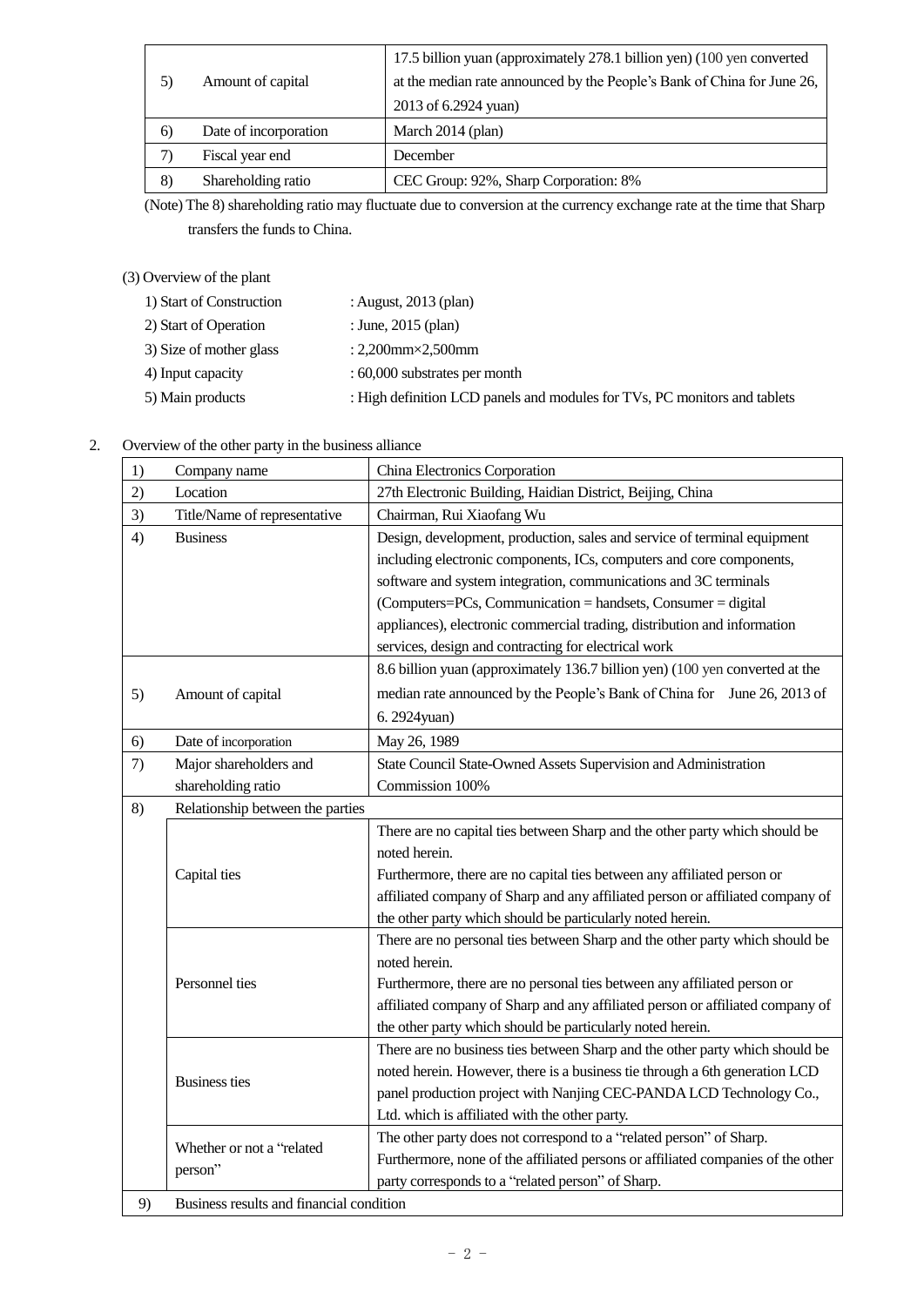| | | |
|---|---|---|
| 5) | Amount of capital | 17.5 billion yuan (approximately 278.1 billion yen) (100 yen converted at the median rate announced by the People's Bank of China for June 26, 2013 of 6.2924 yuan) |
| 6) | Date of incorporation | March 2014 (plan) |
| 7) | Fiscal year end | December |
| 8) | Shareholding ratio | CEC Group: 92%, Sharp Corporation: 8% |

(Note) The 8) shareholding ratio may fluctuate due to conversion at the currency exchange rate at the time that Sharp transfers the funds to China.

(3) Overview of the plant

1) Start of Construction : August, 2013 (plan)
2) Start of Operation : June, 2015 (plan)
3) Size of mother glass : 2,200mm×2,500mm
4) Input capacity : 60,000 substrates per month
5) Main products : High definition LCD panels and modules for TVs, PC monitors and tablets

2. Overview of the other party in the business alliance

| | | | |
|---|---|---|---|
| 1) | Company name | | China Electronics Corporation |
| 2) | Location | | 27th Electronic Building, Haidian District, Beijing, China |
| 3) | Title/Name of representative | | Chairman, Rui Xiaofang Wu |
| 4) | Business | | Design, development, production, sales and service of terminal equipment including electronic components, ICs, computers and core components, software and system integration, communications and 3C terminals (Computers=PCs, Communication = handsets, Consumer = digital appliances), electronic commercial trading, distribution and information services, design and contracting for electrical work |
| 5) | Amount of capital | | 8.6 billion yuan (approximately 136.7 billion yen) (100 yen converted at the median rate announced by the People's Bank of China for June 26, 2013 of 6. 2924yuan) |
| 6) | Date of incorporation | | May 26, 1989 |
| 7) | Major shareholders and shareholding ratio | | State Council State-Owned Assets Supervision and Administration Commission 100% |
| 8) | Relationship between the parties | | |
| | | Capital ties | There are no capital ties between Sharp and the other party which should be noted herein. Furthermore, there are no capital ties between any affiliated person or affiliated company of Sharp and any affiliated person or affiliated company of the other party which should be particularly noted herein. |
| | | Personnel ties | There are no personal ties between Sharp and the other party which should be noted herein. Furthermore, there are no personal ties between any affiliated person or affiliated company of Sharp and any affiliated person or affiliated company of the other party which should be particularly noted herein. |
| | | Business ties | There are no business ties between Sharp and the other party which should be noted herein. However, there is a business tie through a 6th generation LCD panel production project with Nanjing CEC-PANDA LCD Technology Co., Ltd. which is affiliated with the other party. |
| | | Whether or not a "related person" | The other party does not correspond to a "related person" of Sharp. Furthermore, none of the affiliated persons or affiliated companies of the other party corresponds to a "related person" of Sharp. |
| 9) | Business results and financial condition | | |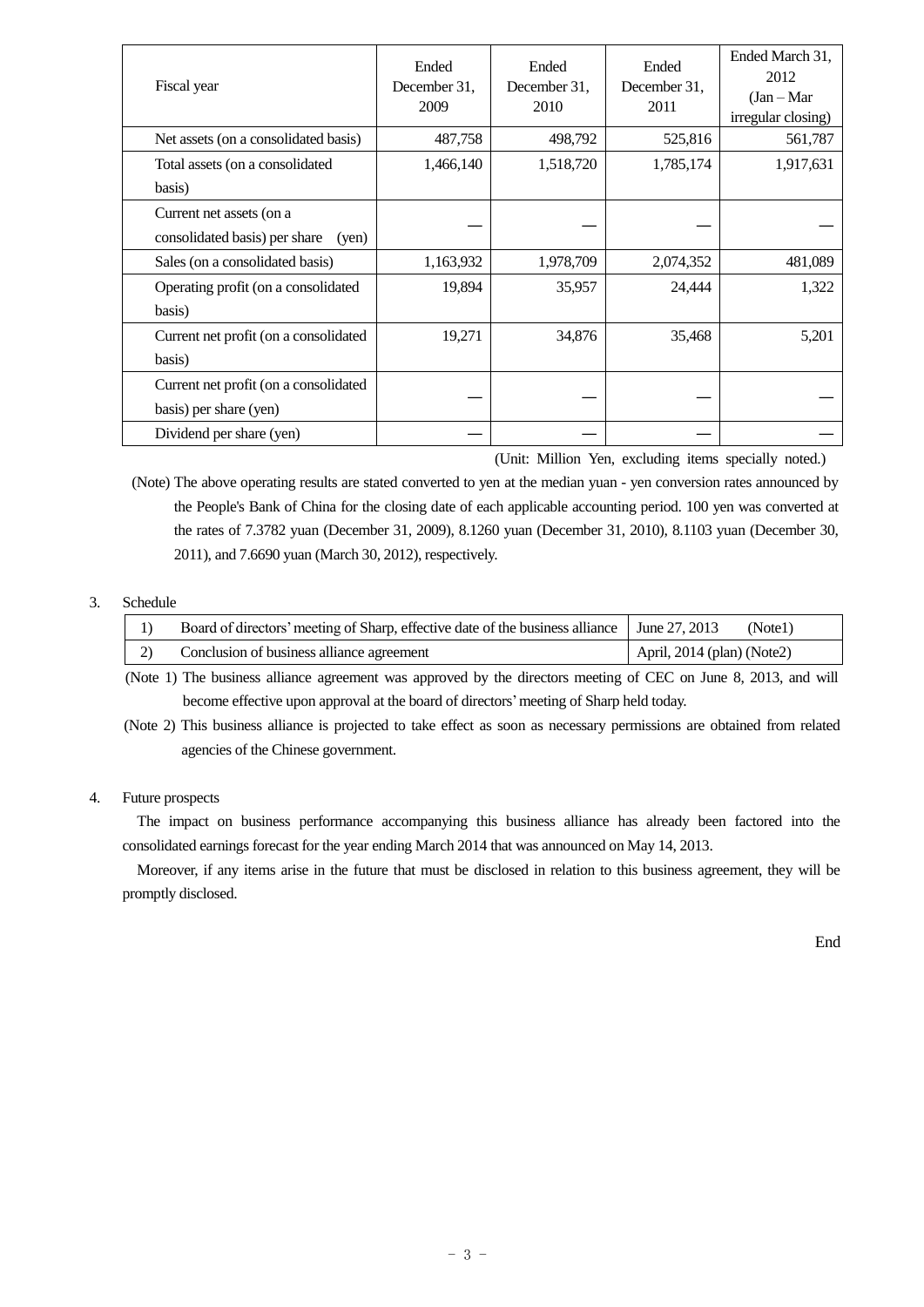| Fiscal year | Ended December 31, 2009 | Ended December 31, 2010 | Ended December 31, 2011 | Ended March 31, 2012 (Jan – Mar irregular closing) |
|---|---|---|---|---|
| Net assets (on a consolidated basis) | 487,758 | 498,792 | 525,816 | 561,787 |
| Total assets (on a consolidated basis) | 1,466,140 | 1,518,720 | 1,785,174 | 1,917,631 |
| Current net assets (on a consolidated basis) per share (yen) | — | — | — | — |
| Sales (on a consolidated basis) | 1,163,932 | 1,978,709 | 2,074,352 | 481,089 |
| Operating profit (on a consolidated basis) | 19,894 | 35,957 | 24,444 | 1,322 |
| Current net profit (on a consolidated basis) | 19,271 | 34,876 | 35,468 | 5,201 |
| Current net profit (on a consolidated basis) per share (yen) | — | — | — | — |
| Dividend per share (yen) | — | — | — | — |

(Unit: Million Yen, excluding items specially noted.)

(Note) The above operating results are stated converted to yen at the median yuan - yen conversion rates announced by the People's Bank of China for the closing date of each applicable accounting period. 100 yen was converted at the rates of 7.3782 yuan (December 31, 2009), 8.1260 yuan (December 31, 2010), 8.1103 yuan (December 30, 2011), and 7.6690 yuan (March 30, 2012), respectively.

3. Schedule

| | | |
|---|---|---|
| 1) | Board of directors' meeting of Sharp, effective date of the business alliance | June 27, 2013 (Note1) |
| 2) | Conclusion of business alliance agreement | April, 2014 (plan) (Note2) |

(Note 1) The business alliance agreement was approved by the directors meeting of CEC on June 8, 2013, and will become effective upon approval at the board of directors' meeting of Sharp held today.

(Note 2) This business alliance is projected to take effect as soon as necessary permissions are obtained from related agencies of the Chinese government.

4. Future prospects

The impact on business performance accompanying this business alliance has already been factored into the consolidated earnings forecast for the year ending March 2014 that was announced on May 14, 2013.

Moreover, if any items arise in the future that must be disclosed in relation to this business agreement, they will be promptly disclosed.

End